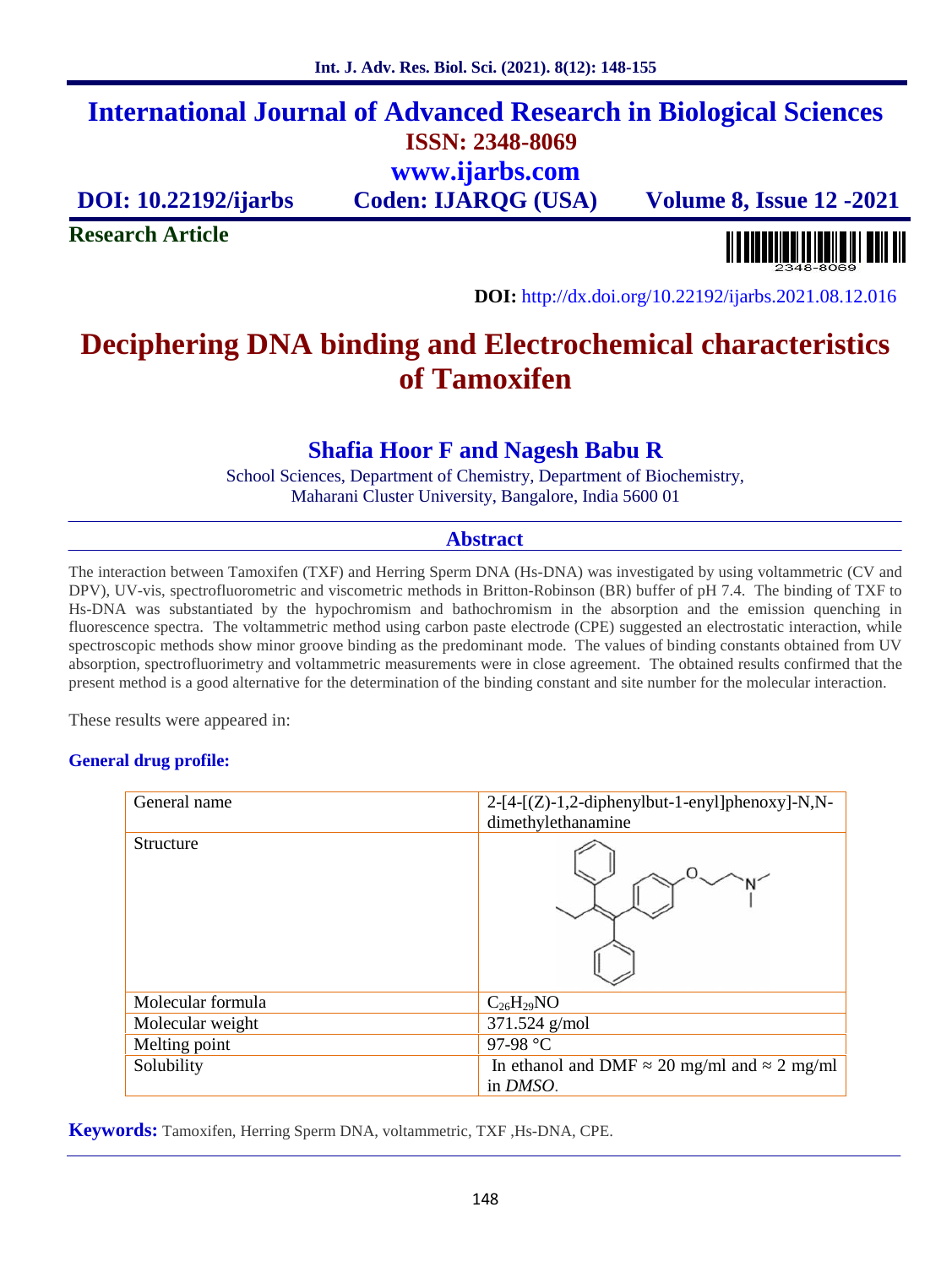# International Journal of Advanced Research in Biological Sciences

**ISSN: 2348-8069**

**www.ijarbs.com**

**DOI: 10.22192/ijarbs** **Coden: IJARQG (USA)** **Volume 8, Issue 12 -2021**

**Research Article**

**DOI:** http://dx.doi.org/10.22192/ijarbs.2021.08.12.016

# Deciphering DNA binding and Electrochemical characteristics of Tamoxifen

## Shafia Hoor F and Nagesh Babu R

School Sciences, Department of Chemistry, Department of Biochemistry, Maharani Cluster University, Bangalore, India 5600 01

## Abstract

The interaction between Tamoxifen (TXF) and Herring Sperm DNA (Hs-DNA) was investigated by using voltammetric (CV and DPV), UV-vis, spectrofluorometric and viscometric methods in Britton-Robinson (BR) buffer of pH 7.4. The binding of TXF to Hs-DNA was substantiated by the hypochromism and bathochromism in the absorption and the emission quenching in fluorescence spectra. The voltammetric method using carbon paste electrode (CPE) suggested an electrostatic interaction, while spectroscopic methods show minor groove binding as the predominant mode. The values of binding constants obtained from UV absorption, spectrofluorimetry and voltammetric measurements were in close agreement. The obtained results confirmed that the present method is a good alternative for the determination of the binding constant and site number for the molecular interaction.

These results were appeared in:

**General drug profile:**

| General name | 2-[4-[(Z)-1,2-diphenylbut-1-enyl]phenoxy]-N,N-dimethylethanamine |
|---|---|
| Structure | |
| Molecular formula | $C_{26}H_{29}NO$ |
| Molecular weight | 371.524 g/mol |
| Melting point | 97-98 °C |
| Solubility | In ethanol and DMF ≈ 20 mg/ml and ≈ 2 mg/ml in *DMSO*. |

**Keywords:** Tamoxifen, Herring Sperm DNA, voltammetric, TXF ,Hs-DNA, CPE.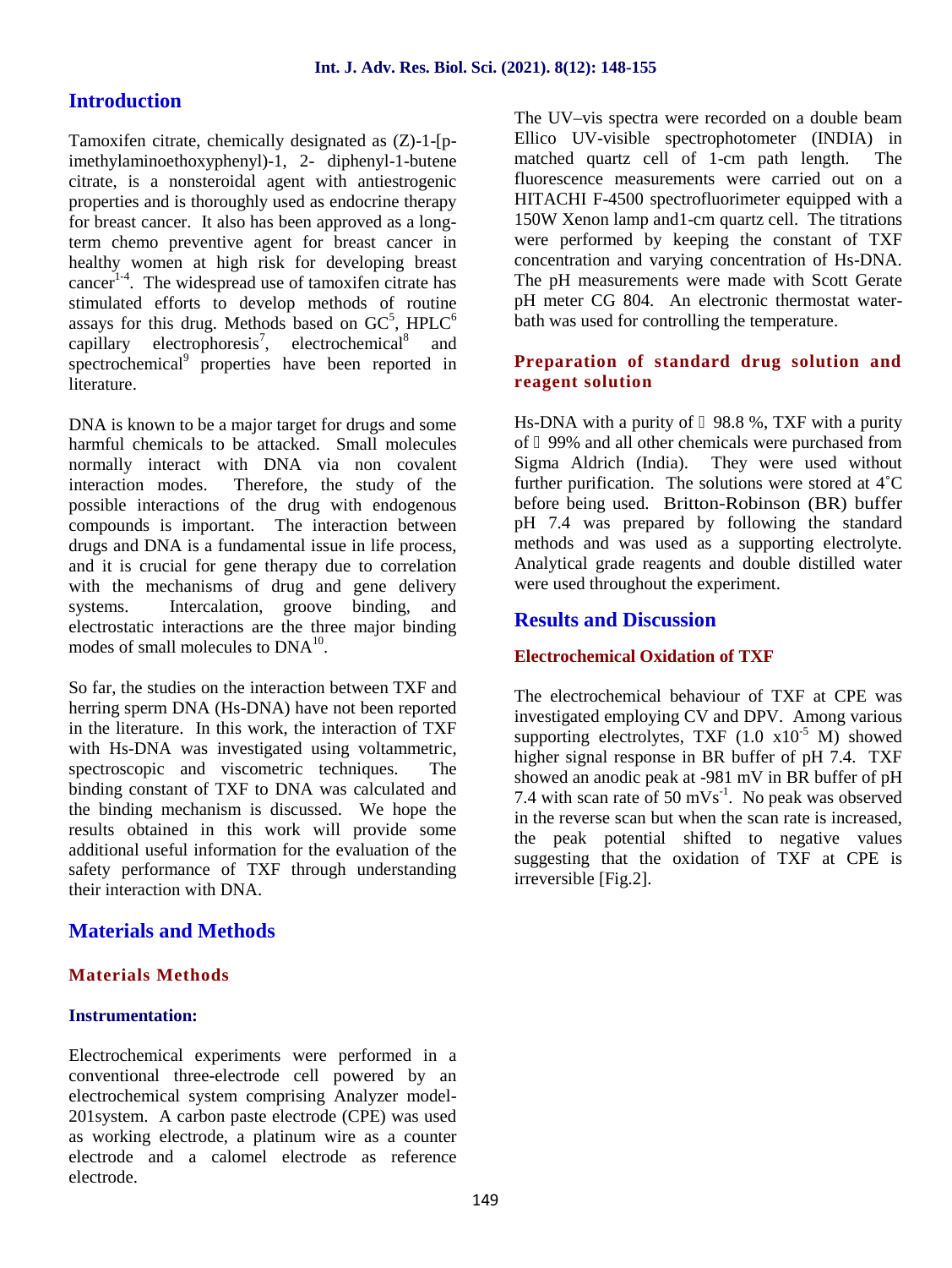## Introduction

Tamoxifen citrate, chemically designated as (Z)-1-[p-imethylaminoethoxyphenyl)-1, 2- diphenyl-1-butene citrate, is a nonsteroidal agent with antiestrogenic properties and is thoroughly used as endocrine therapy for breast cancer. It also has been approved as a long-term chemo preventive agent for breast cancer in healthy women at high risk for developing breast cancer[1-4]. The widespread use of tamoxifen citrate has stimulated efforts to develop methods of routine assays for this drug. Methods based on GC[5], HPLC[6] capillary electrophoresis[7], electrochemical[8] and spectrochemical[9] properties have been reported in literature.

DNA is known to be a major target for drugs and some harmful chemicals to be attacked. Small molecules normally interact with DNA via non covalent interaction modes. Therefore, the study of the possible interactions of the drug with endogenous compounds is important. The interaction between drugs and DNA is a fundamental issue in life process, and it is crucial for gene therapy due to correlation with the mechanisms of drug and gene delivery systems. Intercalation, groove binding, and electrostatic interactions are the three major binding modes of small molecules to DNA[10].

So far, the studies on the interaction between TXF and herring sperm DNA (Hs-DNA) have not been reported in the literature. In this work, the interaction of TXF with Hs-DNA was investigated using voltammetric, spectroscopic and viscometric techniques. The binding constant of TXF to DNA was calculated and the binding mechanism is discussed. We hope the results obtained in this work will provide some additional useful information for the evaluation of the safety performance of TXF through understanding their interaction with DNA.

## Materials and Methods

### Materials Methods

#### Instrumentation:

Electrochemical experiments were performed in a conventional three-electrode cell powered by an electrochemical system comprising Analyzer model-201system. A carbon paste electrode (CPE) was used as working electrode, a platinum wire as a counter electrode and a calomel electrode as reference electrode.

The UV–vis spectra were recorded on a double beam Ellico UV-visible spectrophotometer (INDIA) in matched quartz cell of 1-cm path length. The fluorescence measurements were carried out on a HITACHI F-4500 spectrofluorimeter equipped with a 150W Xenon lamp and1-cm quartz cell. The titrations were performed by keeping the constant of TXF concentration and varying concentration of Hs-DNA. The pH measurements were made with Scott Gerate pH meter CG 804. An electronic thermostat water-bath was used for controlling the temperature.

### Preparation of standard drug solution and reagent solution

Hs-DNA with a purity of  98.8 %, TXF with a purity of  99% and all other chemicals were purchased from Sigma Aldrich (India). They were used without further purification. The solutions were stored at 4˚C before being used. Britton-Robinson (BR) buffer pH 7.4 was prepared by following the standard methods and was used as a supporting electrolyte. Analytical grade reagents and double distilled water were used throughout the experiment.

## Results and Discussion

### Electrochemical Oxidation of TXF

The electrochemical behaviour of TXF at CPE was investigated employing CV and DPV. Among various supporting electrolytes, TXF ($1.0 \times 10^{-5}$ M) showed higher signal response in BR buffer of pH 7.4. TXF showed an anodic peak at -981 mV in BR buffer of pH 7.4 with scan rate of 50 $mVs^{-1}$. No peak was observed in the reverse scan but when the scan rate is increased, the peak potential shifted to negative values suggesting that the oxidation of TXF at CPE is irreversible [Fig.2].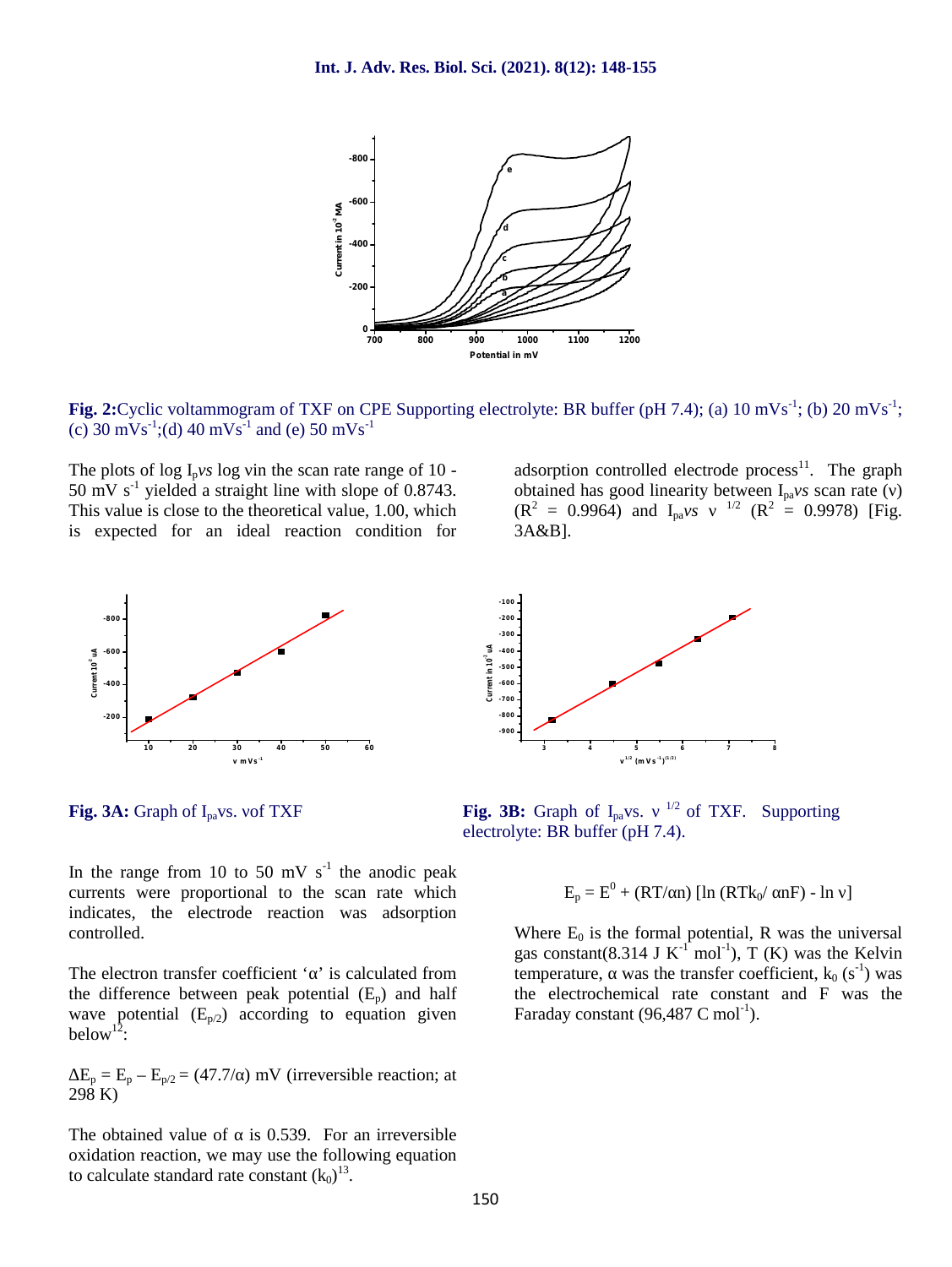**Fig. 2:** Cyclic voltammogram of TXF on CPE Supporting electrolyte: BR buffer (pH 7.4); (a) 10 mVs$^{-1}$; (b) 20 mVs$^{-1}$; (c) 30 mVs$^{-1}$; (d) 40 mVs$^{-1}$ and (e) 50 mVs$^{-1}$

The plots of log $I_p$ *vs* log v in the scan rate range of 10 - 50 mV s$^{-1}$ yielded a straight line with slope of 0.8743. This value is close to the theoretical value, 1.00, which is expected for an ideal reaction condition for adsorption controlled electrode process[11]. The graph obtained has good linearity between $I_{pa}$ *vs* scan rate (ν) ($R^2$ = 0.9964) and $I_{pa}$ *vs* $\nu^{1/2}$ ($R^2$ = 0.9978) [Fig. 3A&B].

**Fig. 3A:** Graph of $I_{pa}$ vs. ν of TXF

**Fig. 3B:** Graph of $I_{pa}$ vs. $\nu^{1/2}$ of TXF. Supporting electrolyte: BR buffer (pH 7.4).

In the range from 10 to 50 mV s$^{-1}$ the anodic peak currents were proportional to the scan rate which indicates, the electrode reaction was adsorption controlled.

The electron transfer coefficient 'α' is calculated from the difference between peak potential ($E_p$) and half wave potential ($E_{p/2}$) according to equation given below[12]:

$$\Delta E_p = E_p - E_{p/2} = (47.7/\alpha) \text{ mV (irreversible reaction; at 298 K)}$$

The obtained value of α is 0.539. For an irreversible oxidation reaction, we may use the following equation to calculate standard rate constant ($k_0$)[13].

$$E_p = E^0 + (RT/\alpha n) [\ln (RTk_0/ \alpha nF) - \ln \nu]$$

Where $E_0$ is the formal potential, R was the universal gas constant(8.314 J K$^{-1}$ mol$^{-1}$), T (K) was the Kelvin temperature, α was the transfer coefficient, $k_0$ (s$^{-1}$) was the electrochemical rate constant and F was the Faraday constant (96,487 C mol$^{-1}$).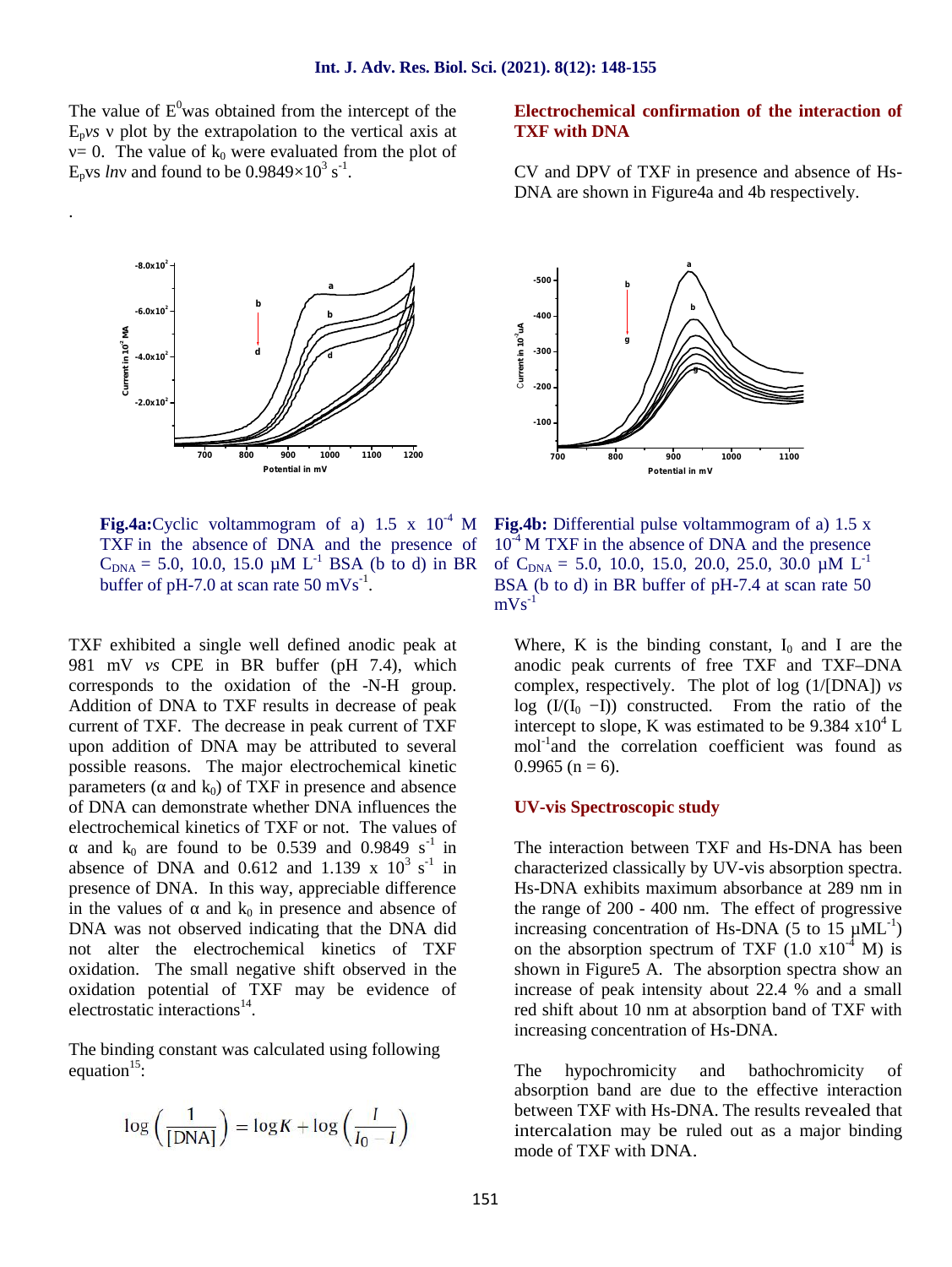The value of $E^0$ was obtained from the intercept of the $E_p$ *vs* ν plot by the extrapolation to the vertical axis at ν= 0. The value of $k_0$ were evaluated from the plot of $E_p$ vs *ln*ν and found to be $0.9849\times10^3$ $s^{-1}$.

.

**Fig.4a:** Cyclic voltammogram of a) 1.5 x $10^{-4}$ M TXF in the absence of DNA and the presence of $C_{DNA}$ = 5.0, 10.0, 15.0 μM $L^{-1}$ BSA (b to d) in BR buffer of pH-7.0 at scan rate 50 $mVs^{-1}$.

**Fig.4b:** Differential pulse voltammogram of a) 1.5 x $10^{-4}$ M TXF in the absence of DNA and the presence of $C_{DNA}$ = 5.0, 10.0, 15.0, 20.0, 25.0, 30.0 μM $L^{-1}$ BSA (b to d) in BR buffer of pH-7.4 at scan rate 50 $mVs^{-1}$

TXF exhibited a single well defined anodic peak at 981 mV *vs* CPE in BR buffer (pH 7.4), which corresponds to the oxidation of the -N-H group. Addition of DNA to TXF results in decrease of peak current of TXF. The decrease in peak current of TXF upon addition of DNA may be attributed to several possible reasons. The major electrochemical kinetic parameters (α and $k_0$) of TXF in presence and absence of DNA can demonstrate whether DNA influences the electrochemical kinetics of TXF or not. The values of α and $k_0$ are found to be 0.539 and 0.9849 $s^{-1}$ in absence of DNA and 0.612 and 1.139 x $10^3$ $s^{-1}$ in presence of DNA. In this way, appreciable difference in the values of α and $k_0$ in presence and absence of DNA was not observed indicating that the DNA did not alter the electrochemical kinetics of TXF oxidation. The small negative shift observed in the oxidation potential of TXF may be evidence of electrostatic interactions[14].

The binding constant was calculated using following equation[15]:

$$\log\left(\frac{1}{[\text{DNA}]}\right) = \log K + \log\left(\frac{I}{I_0 - I}\right)$$

Where, K is the binding constant, $I_0$ and I are the anodic peak currents of free TXF and TXF–DNA complex, respectively. The plot of log (1/[DNA]) *vs* log ($I/(I_0 - I)$) constructed. From the ratio of the intercept to slope, K was estimated to be 9.384 x$10^4$ L $mol^{-1}$ and the correlation coefficient was found as 0.9965 (n = 6).

## Electrochemical confirmation of the interaction of TXF with DNA

CV and DPV of TXF in presence and absence of Hs-DNA are shown in Figure4a and 4b respectively.

## UV-vis Spectroscopic study

The interaction between TXF and Hs-DNA has been characterized classically by UV-vis absorption spectra. Hs-DNA exhibits maximum absorbance at 289 nm in the range of 200 - 400 nm. The effect of progressive increasing concentration of Hs-DNA (5 to 15 $\mu ML^{-1}$) on the absorption spectrum of TXF (1.0 x$10^{-4}$ M) is shown in Figure5 A. The absorption spectra show an increase of peak intensity about 22.4 % and a small red shift about 10 nm at absorption band of TXF with increasing concentration of Hs-DNA.

The hypochromicity and bathochromicity of absorption band are due to the effective interaction between TXF with Hs-DNA. The results revealed that intercalation may be ruled out as a major binding mode of TXF with DNA.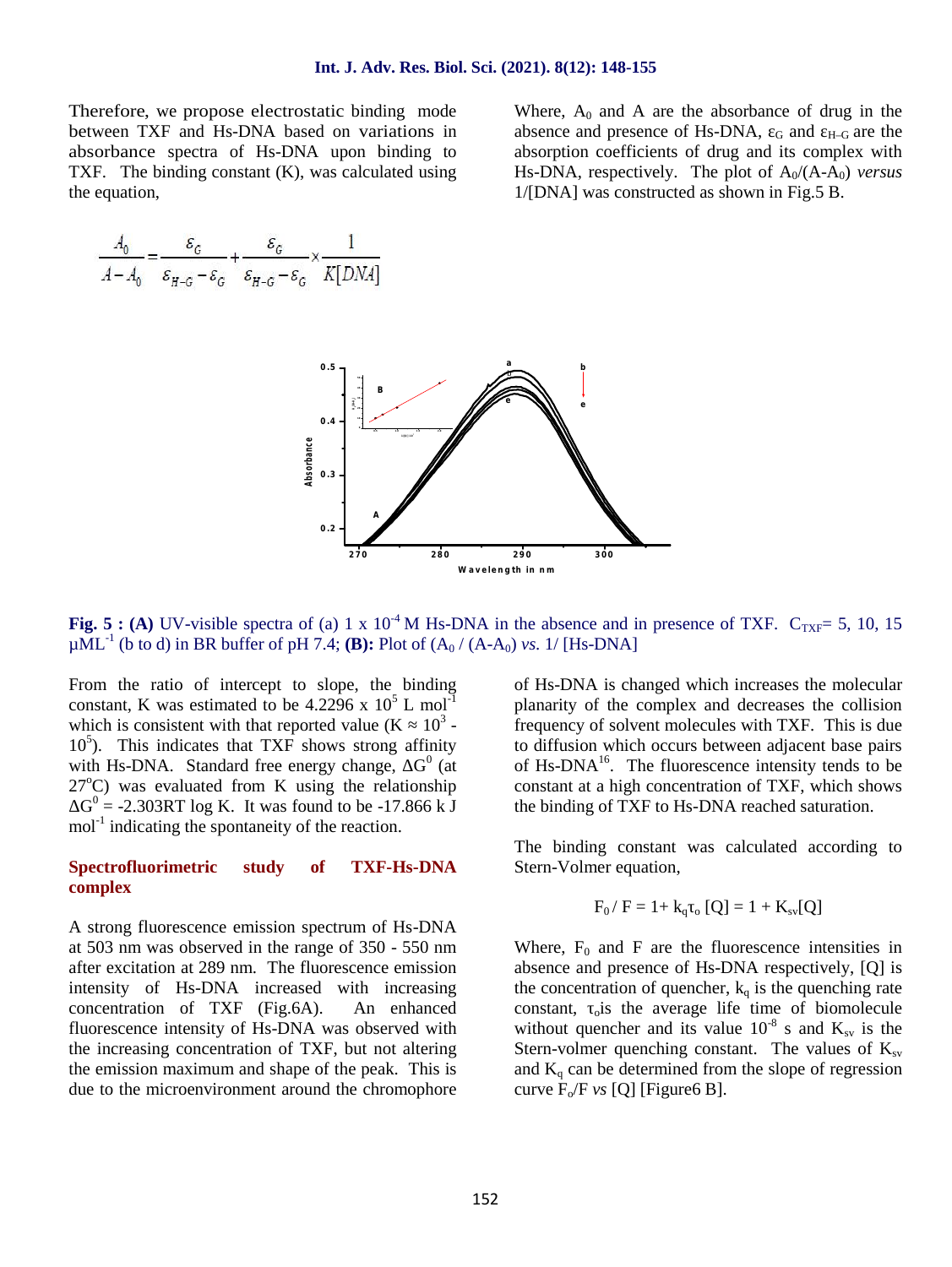Therefore, we propose electrostatic binding mode between TXF and Hs-DNA based on variations in absorbance spectra of Hs-DNA upon binding to TXF. The binding constant (K), was calculated using the equation,

$$\frac{A_0}{A - A_0} = \frac{\varepsilon_G}{\varepsilon_{H-G} - \varepsilon_G} + \frac{\varepsilon_G}{\varepsilon_{H-G} - \varepsilon_G} \times \frac{1}{K[DNA]}$$

Where, $A_0$ and A are the absorbance of drug in the absence and presence of Hs-DNA, $\varepsilon_G$ and $\varepsilon_{H-G}$ are the absorption coefficients of drug and its complex with Hs-DNA, respectively. The plot of $A_0/(A-A_0)$ *versus* 1/[DNA] was constructed as shown in Fig.5 B.

**Fig. 5 : (A)** UV-visible spectra of (a) 1 x $10^{-4}$ M Hs-DNA in the absence and in presence of TXF. $C_{TXF}$= 5, 10, 15 $\mu ML^{-1}$ (b to d) in BR buffer of pH 7.4; **(B):** Plot of $(A_0 / (A-A_0)$ *vs.* 1/ [Hs-DNA]

From the ratio of intercept to slope, the binding constant, K was estimated to be 4.2296 x $10^5$ L $mol^{-1}$ which is consistent with that reported value ($K \approx 10^3$ - $10^5$). This indicates that TXF shows strong affinity with Hs-DNA. Standard free energy change, $\Delta G^0$ (at 27°C) was evaluated from K using the relationship $\Delta G^0$ = -2.303RT log K. It was found to be -17.866 k J $mol^{-1}$ indicating the spontaneity of the reaction.

## Spectrofluorimetric study of TXF-Hs-DNA complex

A strong fluorescence emission spectrum of Hs-DNA at 503 nm was observed in the range of 350 - 550 nm after excitation at 289 nm. The fluorescence emission intensity of Hs-DNA increased with increasing concentration of TXF (Fig.6A). An enhanced fluorescence intensity of Hs-DNA was observed with the increasing concentration of TXF, but not altering the emission maximum and shape of the peak. This is due to the microenvironment around the chromophore of Hs-DNA is changed which increases the molecular planarity of the complex and decreases the collision frequency of solvent molecules with TXF. This is due to diffusion which occurs between adjacent base pairs of Hs-DNA[16]. The fluorescence intensity tends to be constant at a high concentration of TXF, which shows the binding of TXF to Hs-DNA reached saturation.

The binding constant was calculated according to Stern-Volmer equation,

$$F_0 / F = 1 + k_q \tau_o [Q] = 1 + K_{sv}[Q]$$

Where, $F_0$ and F are the fluorescence intensities in absence and presence of Hs-DNA respectively, [Q] is the concentration of quencher, $k_q$ is the quenching rate constant, $\tau_o$ is the average life time of biomolecule without quencher and its value $10^{-8}$ s and $K_{sv}$ is the Stern-volmer quenching constant. The values of $K_{sv}$ and $K_q$ can be determined from the slope of regression curve $F_o/F$ *vs* [Q] [Figure6 B].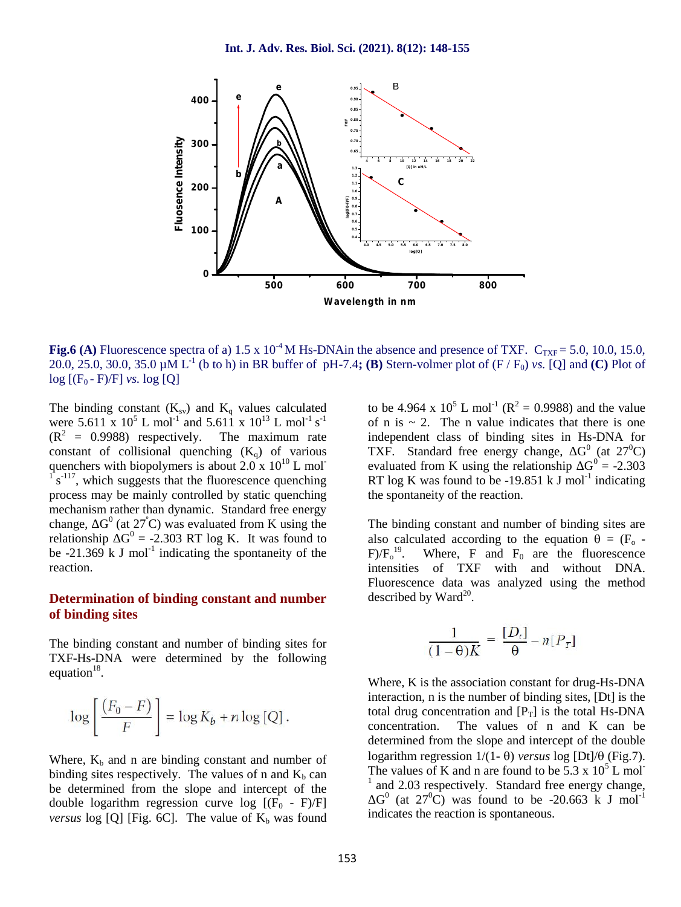**Fig.6 (A)** Fluorescence spectra of a) 1.5 x $10^{-4}$ M Hs-DNAin the absence and presence of TXF. $C_{TXF}$ = 5.0, 10.0, 15.0, 20.0, 25.0, 30.0, 35.0 µM $L^{-1}$ (b to h) in BR buffer of pH-7.4**; (B)** Stern-volmer plot of ($F / F_0$) *vs.* [Q] and **(C)** Plot of log [($F_0$ - F)/F] *vs.* log [Q]

The binding constant ($K_{sv}$) and $K_q$ values calculated were 5.611 x $10^5$ L $mol^{-1}$ and 5.611 x $10^{13}$ L $mol^{-1}$ $s^{-1}$ ($R^2$ = 0.9988) respectively. The maximum rate constant of collisional quenching ($K_q$) of various quenchers with biopolymers is about 2.0 x $10^{10}$ L $mol^{-1}$ $s^{-1}$[17], which suggests that the fluorescence quenching process may be mainly controlled by static quenching mechanism rather than dynamic. Standard free energy change, $\Delta G^0$ (at 27°C) was evaluated from K using the relationship $\Delta G^0$ = -2.303 RT log K. It was found to be -21.369 k J $mol^{-1}$ indicating the spontaneity of the reaction.

## Determination of binding constant and number of binding sites

The binding constant and number of binding sites for TXF-Hs-DNA were determined by the following equation[18].

$$\log\left[\frac{(F_0 - F)}{F}\right] = \log K_b + n \log [Q]\,.$$

Where, $K_b$ and n are binding constant and number of binding sites respectively. The values of n and $K_b$ can be determined from the slope and intercept of the double logarithm regression curve log [($F_0$ - F)/F] *versus* log [Q] [Fig. 6C]. The value of $K_b$ was found to be 4.964 x $10^5$ L $mol^{-1}$ ($R^2$ = 0.9988) and the value of n is ~ 2. The n value indicates that there is one independent class of binding sites in Hs-DNA for TXF. Standard free energy change, $\Delta G^0$ (at $27^0$C) evaluated from K using the relationship $\Delta G^0$ = -2.303 RT log K was found to be -19.851 k J $mol^{-1}$ indicating the spontaneity of the reaction.

The binding constant and number of binding sites are also calculated according to the equation $\theta = (F_o - F)/F_o$[19]. Where, F and $F_0$ are the fluorescence intensities of TXF with and without DNA. Fluorescence data was analyzed using the method described by Ward[20].

$$\frac{1}{(1-\theta)K} = \frac{[D_t]}{\theta} - n[P_T]$$

Where, K is the association constant for drug-Hs-DNA interaction, n is the number of binding sites, [Dt] is the total drug concentration and [$P_T$] is the total Hs-DNA concentration. The values of n and K can be determined from the slope and intercept of the double logarithm regression 1/(1- θ) *versus* log [Dt]/θ (Fig.7). The values of K and n are found to be 5.3 x $10^5$ L $mol^{-1}$ and 2.03 respectively. Standard free energy change, $\Delta G^0$ (at $27^0$C) was found to be -20.663 k J $mol^{-1}$ indicates the reaction is spontaneous.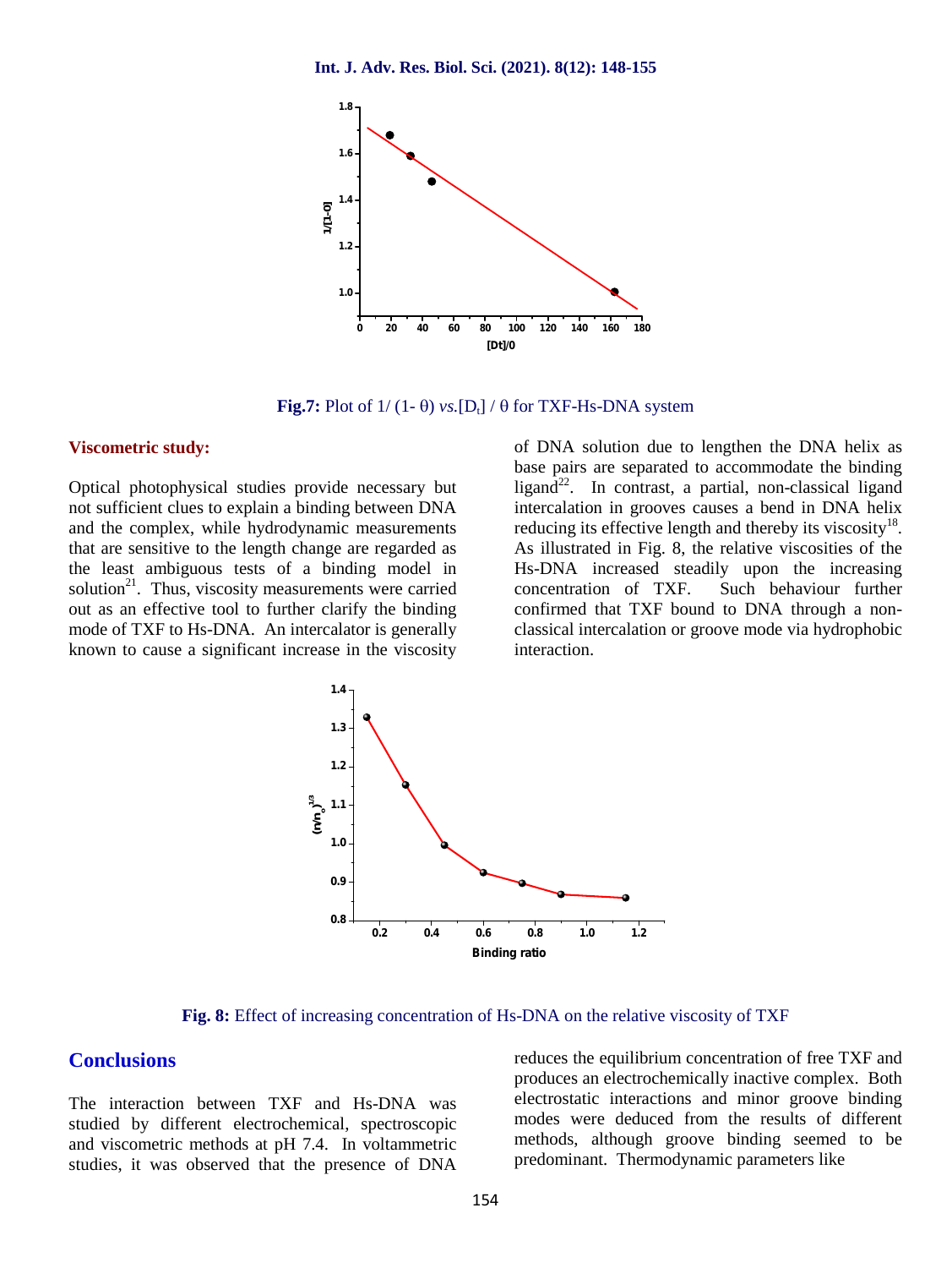**Fig.7:** Plot of $1/(1-\theta)$ *vs.*$[D_t]/\theta$ for TXF-Hs-DNA system

#### Viscometric study:

Optical photophysical studies provide necessary but not sufficient clues to explain a binding between DNA and the complex, while hydrodynamic measurements that are sensitive to the length change are regarded as the least ambiguous tests of a binding model in solution[21]. Thus, viscosity measurements were carried out as an effective tool to further clarify the binding mode of TXF to Hs-DNA. An intercalator is generally known to cause a significant increase in the viscosity of DNA solution due to lengthen the DNA helix as base pairs are separated to accommodate the binding ligand[22]. In contrast, a partial, non-classical ligand intercalation in grooves causes a bend in DNA helix reducing its effective length and thereby its viscosity[18]. As illustrated in Fig. 8, the relative viscosities of the Hs-DNA increased steadily upon the increasing concentration of TXF. Such behaviour further confirmed that TXF bound to DNA through a non-classical intercalation or groove mode via hydrophobic interaction.

**Fig. 8:** Effect of increasing concentration of Hs-DNA on the relative viscosity of TXF

## Conclusions

The interaction between TXF and Hs-DNA was studied by different electrochemical, spectroscopic and viscometric methods at pH 7.4. In voltammetric studies, it was observed that the presence of DNA reduces the equilibrium concentration of free TXF and produces an electrochemically inactive complex. Both electrostatic interactions and minor groove binding modes were deduced from the results of different methods, although groove binding seemed to be predominant. Thermodynamic parameters like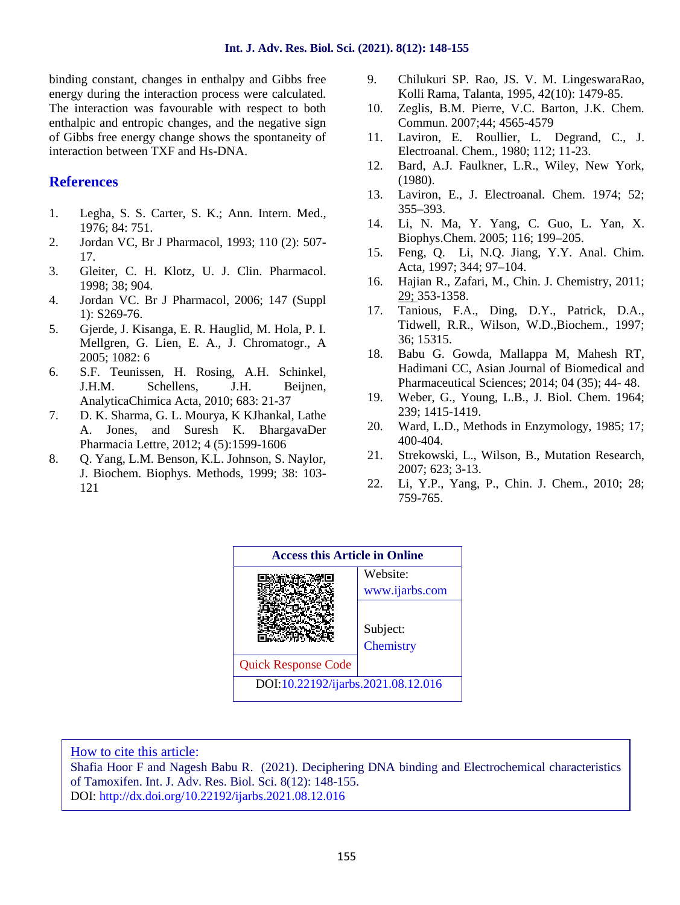binding constant, changes in enthalpy and Gibbs free energy during the interaction process were calculated. The interaction was favourable with respect to both enthalpic and entropic changes, and the negative sign of Gibbs free energy change shows the spontaneity of interaction between TXF and Hs-DNA.

## References

1. Legha, S. S. Carter, S. K.; Ann. Intern. Med., 1976; 84: 751.
2. Jordan VC, Br J Pharmacol, 1993; 110 (2): 507-17.
3. Gleiter, C. H. Klotz, U. J. Clin. Pharmacol. 1998; 38; 904.
4. Jordan VC. Br J Pharmacol, 2006; 147 (Suppl 1): S269-76.
5. Gjerde, J. Kisanga, E. R. Hauglid, M. Hola, P. I. Mellgren, G. Lien, E. A., J. Chromatogr., A 2005; 1082: 6
6. S.F. Teunissen, H. Rosing, A.H. Schinkel, J.H.M. Schellens, J.H. Beijnen, AnalyticaChimica Acta, 2010; 683: 21-37
7. D. K. Sharma, G. L. Mourya, K KJhankal, Lathe A. Jones, and Suresh K. BhargavaDer Pharmacia Lettre, 2012; 4 (5):1599-1606
8. Q. Yang, L.M. Benson, K.L. Johnson, S. Naylor, J. Biochem. Biophys. Methods, 1999; 38: 103-121
9. Chilukuri SP. Rao, JS. V. M. LingeswaraRao, Kolli Rama, Talanta, 1995, 42(10): 1479-85.
10. Zeglis, B.M. Pierre, V.C. Barton, J.K. Chem. Commun. 2007;44; 4565-4579
11. Laviron, E. Roullier, L. Degrand, C., J. Electroanal. Chem., 1980; 112; 11-23.
12. Bard, A.J. Faulkner, L.R., Wiley, New York, (1980).
13. Laviron, E., J. Electroanal. Chem. 1974; 52; 355–393.
14. Li, N. Ma, Y. Yang, C. Guo, L. Yan, X. Biophys.Chem. 2005; 116; 199–205.
15. Feng, Q. Li, N.Q. Jiang, Y.Y. Anal. Chim. Acta, 1997; 344; 97–104.
16. Hajian R., Zafari, M., Chin. J. Chemistry, 2011; 29; 353-1358.
17. Tanious, F.A., Ding, D.Y., Patrick, D.A., Tidwell, R.R., Wilson, W.D.,Biochem., 1997; 36; 15315.
18. Babu G. Gowda, Mallappa M, Mahesh RT, Hadimani CC, Asian Journal of Biomedical and Pharmaceutical Sciences; 2014; 04 (35); 44- 48.
19. Weber, G., Young, L.B., J. Biol. Chem. 1964; 239; 1415-1419.
20. Ward, L.D., Methods in Enzymology, 1985; 17; 400-404.
21. Strekowski, L., Wilson, B., Mutation Research, 2007; 623; 3-13.
22. Li, Y.P., Yang, P., Chin. J. Chem., 2010; 28; 759-765.

| Access this Article in Online | |
|---|---|
| | Website: www.ijarbs.com |
| Quick Response Code | Subject: Chemistry |
| DOI:10.22192/ijarbs.2021.08.12.016 | |

How to cite this article:
Shafia Hoor F and Nagesh Babu R. (2021). Deciphering DNA binding and Electrochemical characteristics of Tamoxifen. Int. J. Adv. Res. Biol. Sci. 8(12): 148-155.
DOI: http://dx.doi.org/10.22192/ijarbs.2021.08.12.016